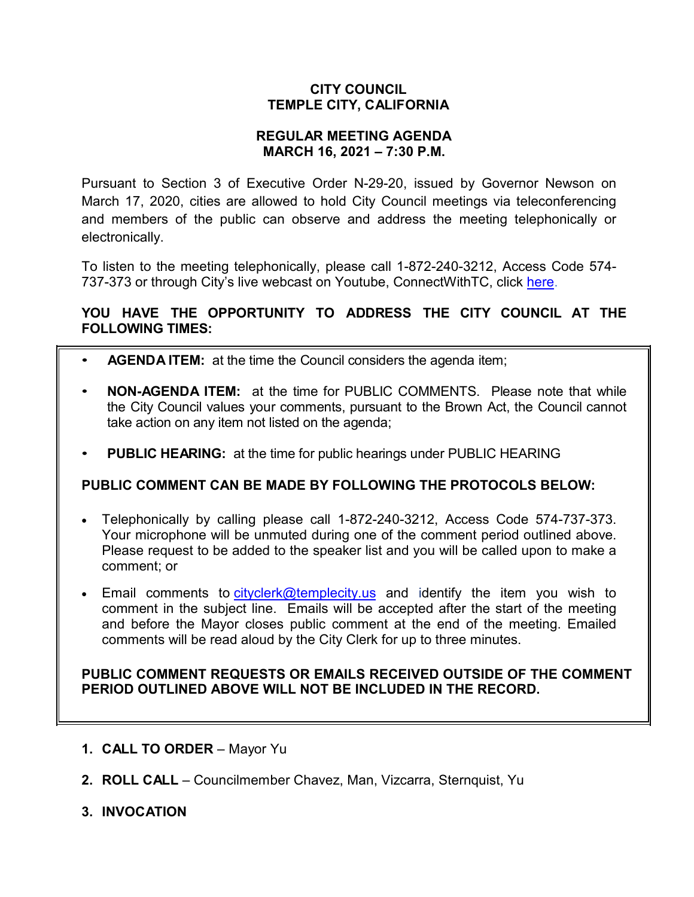# CITY COUNCIL
# TEMPLE CITY, CALIFORNIA

## REGULAR MEETING AGENDA
## MARCH 16, 2021 – 7:30 P.M.

Pursuant to Section 3 of Executive Order N-29-20, issued by Governor Newson on March 17, 2020, cities are allowed to hold City Council meetings via teleconferencing and members of the public can observe and address the meeting telephonically or electronically.

To listen to the meeting telephonically, please call 1-872-240-3212, Access Code 574-737-373 or through City's live webcast on Youtube, ConnectWithTC, click here.

**YOU HAVE THE OPPORTUNITY TO ADDRESS THE CITY COUNCIL AT THE FOLLOWING TIMES:**

- **AGENDA ITEM:** at the time the Council considers the agenda item;
- **NON-AGENDA ITEM:** at the time for PUBLIC COMMENTS. Please note that while the City Council values your comments, pursuant to the Brown Act, the Council cannot take action on any item not listed on the agenda;
- **PUBLIC HEARING:** at the time for public hearings under PUBLIC HEARING

**PUBLIC COMMENT CAN BE MADE BY FOLLOWING THE PROTOCOLS BELOW:**

- Telephonically by calling please call 1-872-240-3212, Access Code 574-737-373. Your microphone will be unmuted during one of the comment period outlined above. Please request to be added to the speaker list and you will be called upon to make a comment; or
- Email comments to cityclerk@templecity.us and identify the item you wish to comment in the subject line. Emails will be accepted after the start of the meeting and before the Mayor closes public comment at the end of the meeting. Emailed comments will be read aloud by the City Clerk for up to three minutes.

**PUBLIC COMMENT REQUESTS OR EMAILS RECEIVED OUTSIDE OF THE COMMENT PERIOD OUTLINED ABOVE WILL NOT BE INCLUDED IN THE RECORD.**

1. **CALL TO ORDER** – Mayor Yu
2. **ROLL CALL** – Councilmember Chavez, Man, Vizcarra, Sternquist, Yu
3. **INVOCATION**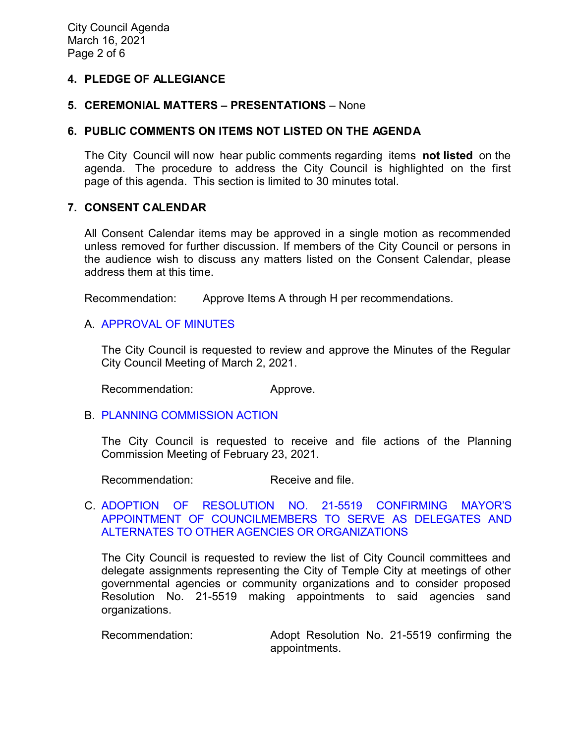## 4. PLEDGE OF ALLEGIANCE

## 5. CEREMONIAL MATTERS – PRESENTATIONS – None

## 6. PUBLIC COMMENTS ON ITEMS NOT LISTED ON THE AGENDA

The City Council will now hear public comments regarding items **not listed** on the agenda. The procedure to address the City Council is highlighted on the first page of this agenda. This section is limited to 30 minutes total.

## 7. CONSENT CALENDAR

All Consent Calendar items may be approved in a single motion as recommended unless removed for further discussion. If members of the City Council or persons in the audience wish to discuss any matters listed on the Consent Calendar, please address them at this time.

Recommendation: Approve Items A through H per recommendations.

A. APPROVAL OF MINUTES

The City Council is requested to review and approve the Minutes of the Regular City Council Meeting of March 2, 2021.

Recommendation: Approve.

B. PLANNING COMMISSION ACTION

The City Council is requested to receive and file actions of the Planning Commission Meeting of February 23, 2021.

Recommendation: Receive and file.

C. ADOPTION OF RESOLUTION NO. 21-5519 CONFIRMING MAYOR'S APPOINTMENT OF COUNCILMEMBERS TO SERVE AS DELEGATES AND ALTERNATES TO OTHER AGENCIES OR ORGANIZATIONS

The City Council is requested to review the list of City Council committees and delegate assignments representing the City of Temple City at meetings of other governmental agencies or community organizations and to consider proposed Resolution No. 21-5519 making appointments to said agencies sand organizations.

Recommendation: Adopt Resolution No. 21-5519 confirming the appointments.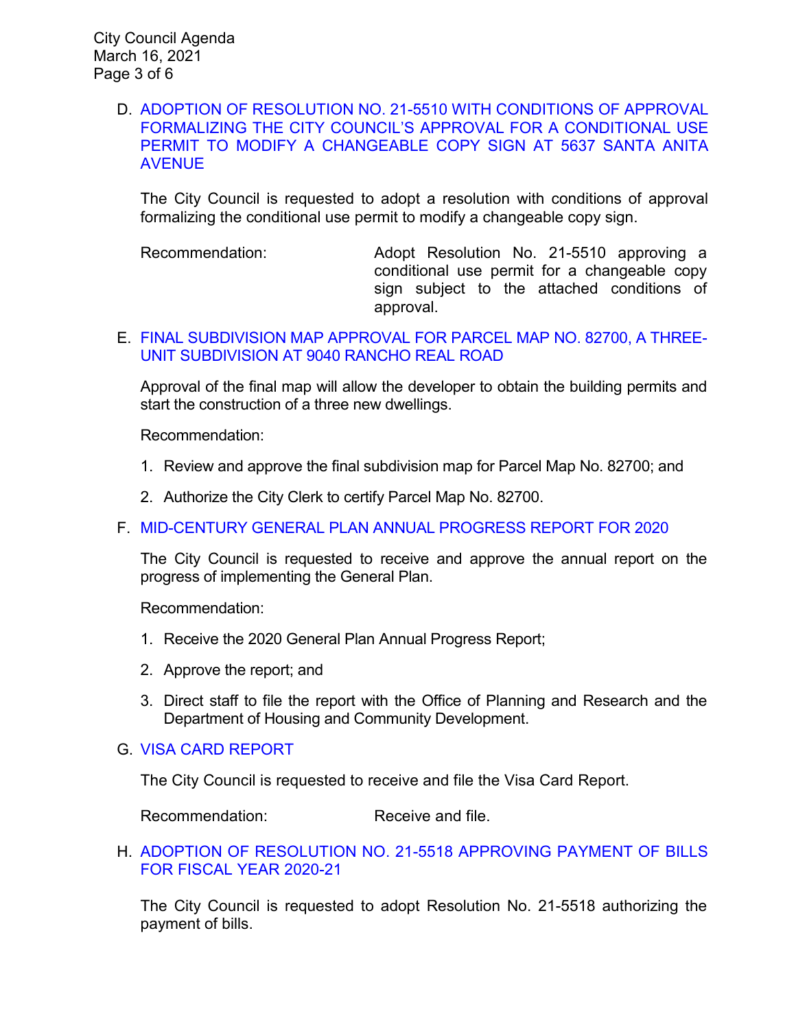D. ADOPTION OF RESOLUTION NO. 21-5510 WITH CONDITIONS OF APPROVAL FORMALIZING THE CITY COUNCIL'S APPROVAL FOR A CONDITIONAL USE PERMIT TO MODIFY A CHANGEABLE COPY SIGN AT 5637 SANTA ANITA AVENUE

The City Council is requested to adopt a resolution with conditions of approval formalizing the conditional use permit to modify a changeable copy sign.

Recommendation: Adopt Resolution No. 21-5510 approving a conditional use permit for a changeable copy sign subject to the attached conditions of approval.

E. FINAL SUBDIVISION MAP APPROVAL FOR PARCEL MAP NO. 82700, A THREE-UNIT SUBDIVISION AT 9040 RANCHO REAL ROAD

Approval of the final map will allow the developer to obtain the building permits and start the construction of a three new dwellings.

Recommendation:

1. Review and approve the final subdivision map for Parcel Map No. 82700; and
2. Authorize the City Clerk to certify Parcel Map No. 82700.

F. MID-CENTURY GENERAL PLAN ANNUAL PROGRESS REPORT FOR 2020

The City Council is requested to receive and approve the annual report on the progress of implementing the General Plan.

Recommendation:

1. Receive the 2020 General Plan Annual Progress Report;
2. Approve the report; and
3. Direct staff to file the report with the Office of Planning and Research and the Department of Housing and Community Development.

G. VISA CARD REPORT

The City Council is requested to receive and file the Visa Card Report.

Recommendation: Receive and file.

H. ADOPTION OF RESOLUTION NO. 21-5518 APPROVING PAYMENT OF BILLS FOR FISCAL YEAR 2020-21

The City Council is requested to adopt Resolution No. 21-5518 authorizing the payment of bills.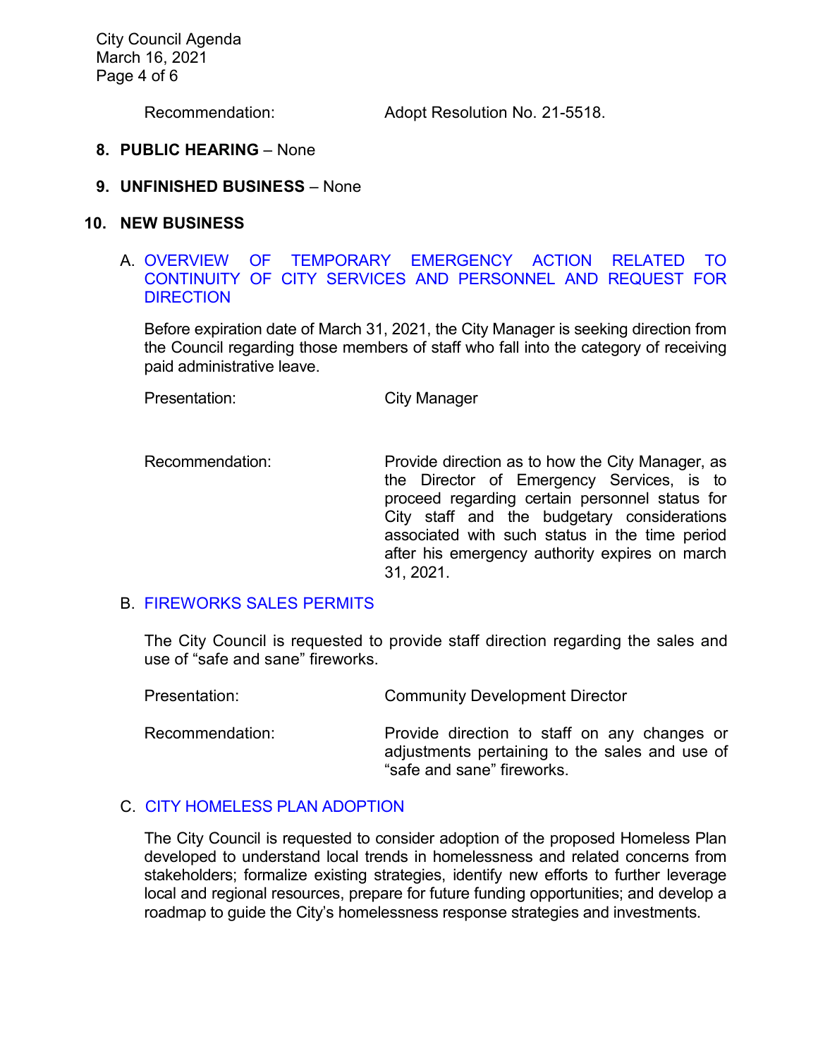Recommendation: Adopt Resolution No. 21-5518.

**8. PUBLIC HEARING** – None

**9. UNFINISHED BUSINESS** – None

**10. NEW BUSINESS**

A. OVERVIEW OF TEMPORARY EMERGENCY ACTION RELATED TO CONTINUITY OF CITY SERVICES AND PERSONNEL AND REQUEST FOR DIRECTION

Before expiration date of March 31, 2021, the City Manager is seeking direction from the Council regarding those members of staff who fall into the category of receiving paid administrative leave.

Presentation: City Manager

Recommendation: Provide direction as to how the City Manager, as the Director of Emergency Services, is to proceed regarding certain personnel status for City staff and the budgetary considerations associated with such status in the time period after his emergency authority expires on march 31, 2021.

B. FIREWORKS SALES PERMITS

The City Council is requested to provide staff direction regarding the sales and use of "safe and sane" fireworks.

Presentation: Community Development Director

Recommendation: Provide direction to staff on any changes or adjustments pertaining to the sales and use of "safe and sane" fireworks.

C. CITY HOMELESS PLAN ADOPTION

The City Council is requested to consider adoption of the proposed Homeless Plan developed to understand local trends in homelessness and related concerns from stakeholders; formalize existing strategies, identify new efforts to further leverage local and regional resources, prepare for future funding opportunities; and develop a roadmap to guide the City's homelessness response strategies and investments.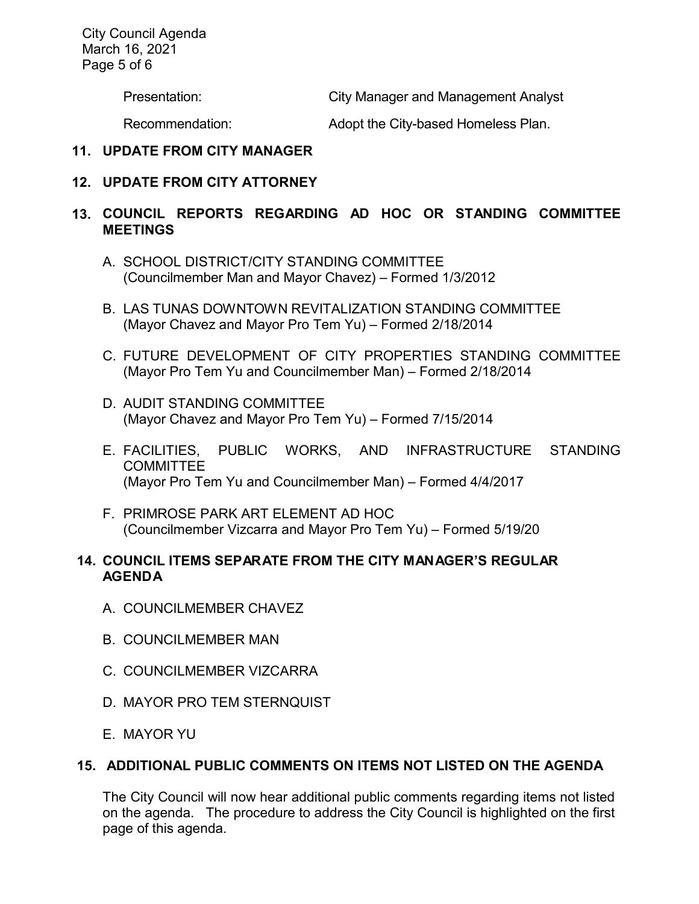Presentation: City Manager and Management Analyst

Recommendation: Adopt the City-based Homeless Plan.

## 11. UPDATE FROM CITY MANAGER

## 12. UPDATE FROM CITY ATTORNEY

## 13. COUNCIL REPORTS REGARDING AD HOC OR STANDING COMMITTEE MEETINGS

A. SCHOOL DISTRICT/CITY STANDING COMMITTEE (Councilmember Man and Mayor Chavez) – Formed 1/3/2012

B. LAS TUNAS DOWNTOWN REVITALIZATION STANDING COMMITTEE (Mayor Chavez and Mayor Pro Tem Yu) – Formed 2/18/2014

C. FUTURE DEVELOPMENT OF CITY PROPERTIES STANDING COMMITTEE (Mayor Pro Tem Yu and Councilmember Man) – Formed 2/18/2014

D. AUDIT STANDING COMMITTEE (Mayor Chavez and Mayor Pro Tem Yu) – Formed 7/15/2014

E. FACILITIES, PUBLIC WORKS, AND INFRASTRUCTURE STANDING COMMITTEE (Mayor Pro Tem Yu and Councilmember Man) – Formed 4/4/2017

F. PRIMROSE PARK ART ELEMENT AD HOC (Councilmember Vizcarra and Mayor Pro Tem Yu) – Formed 5/19/20

## 14. COUNCIL ITEMS SEPARATE FROM THE CITY MANAGER'S REGULAR AGENDA

A. COUNCILMEMBER CHAVEZ

B. COUNCILMEMBER MAN

C. COUNCILMEMBER VIZCARRA

D. MAYOR PRO TEM STERNQUIST

E. MAYOR YU

## 15. ADDITIONAL PUBLIC COMMENTS ON ITEMS NOT LISTED ON THE AGENDA

The City Council will now hear additional public comments regarding items not listed on the agenda. The procedure to address the City Council is highlighted on the first page of this agenda.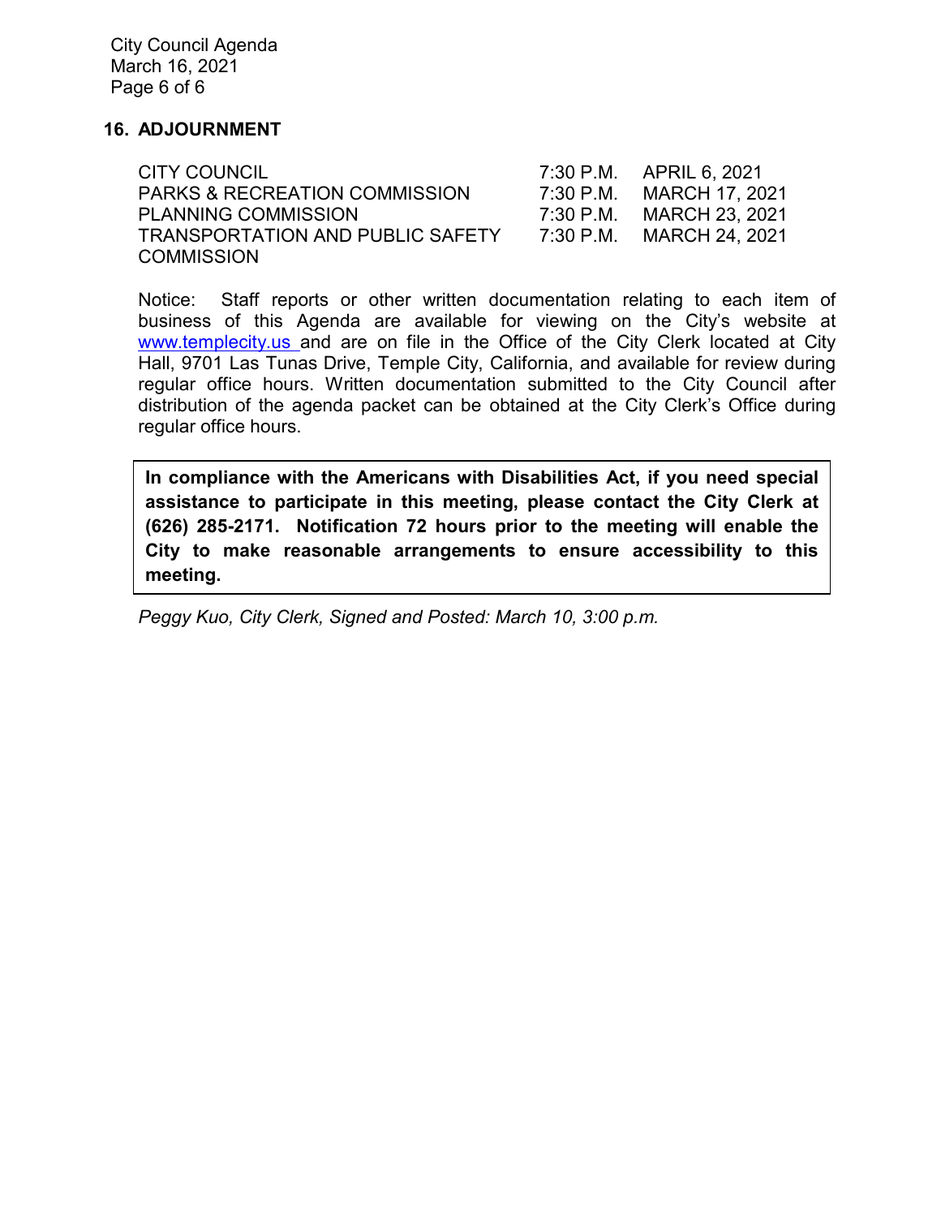## 16. ADJOURNMENT

| | | |
|---|---|---|
| CITY COUNCIL | 7:30 P.M. | APRIL 6, 2021 |
| PARKS & RECREATION COMMISSION | 7:30 P.M. | MARCH 17, 2021 |
| PLANNING COMMISSION | 7:30 P.M. | MARCH 23, 2021 |
| TRANSPORTATION AND PUBLIC SAFETY COMMISSION | 7:30 P.M. | MARCH 24, 2021 |

Notice: Staff reports or other written documentation relating to each item of business of this Agenda are available for viewing on the City's website at www.templecity.us and are on file in the Office of the City Clerk located at City Hall, 9701 Las Tunas Drive, Temple City, California, and available for review during regular office hours. Written documentation submitted to the City Council after distribution of the agenda packet can be obtained at the City Clerk's Office during regular office hours.

**In compliance with the Americans with Disabilities Act, if you need special assistance to participate in this meeting, please contact the City Clerk at (626) 285-2171. Notification 72 hours prior to the meeting will enable the City to make reasonable arrangements to ensure accessibility to this meeting.**

*Peggy Kuo, City Clerk, Signed and Posted: March 10, 3:00 p.m.*